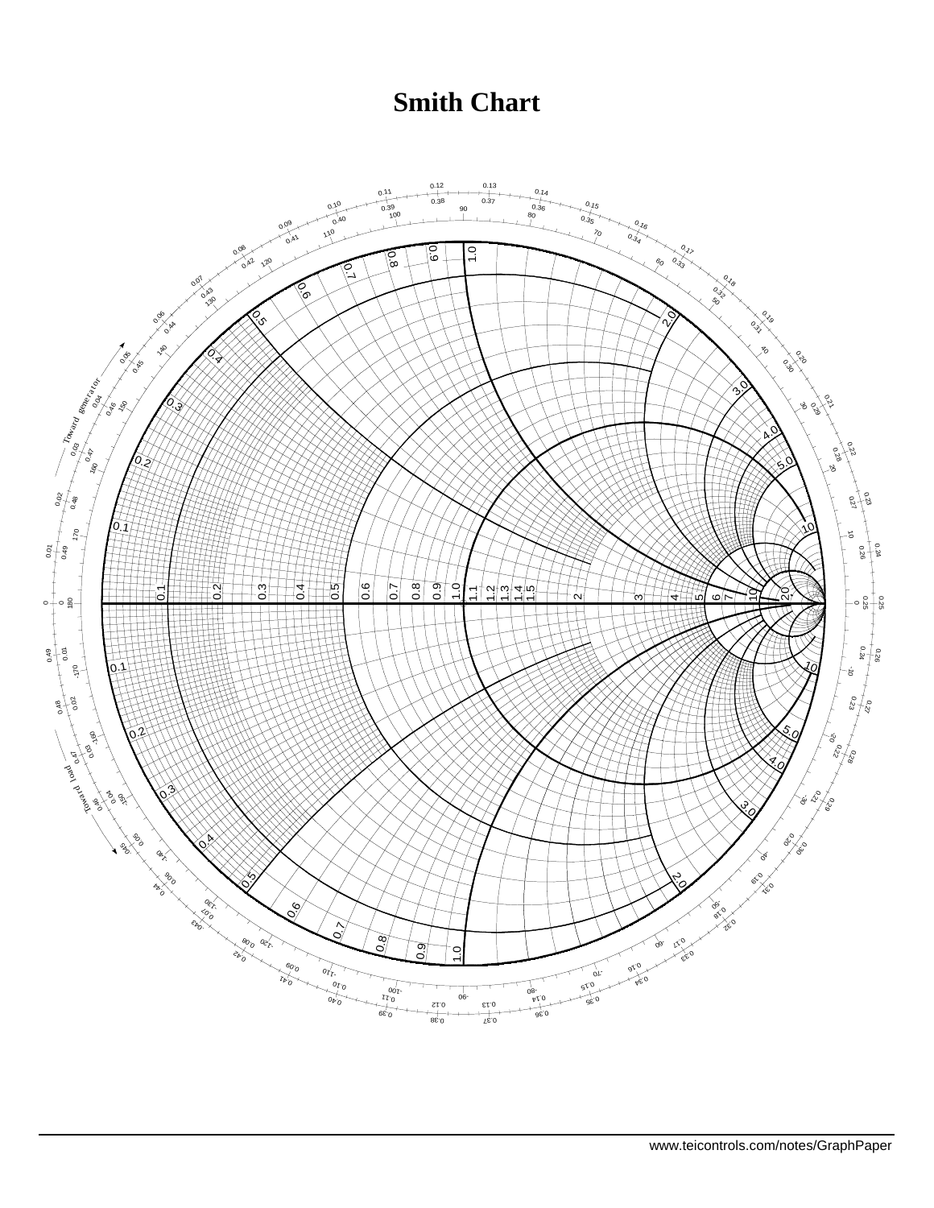# Smith Chart

www.teicontrols.com/notes/GraphPaper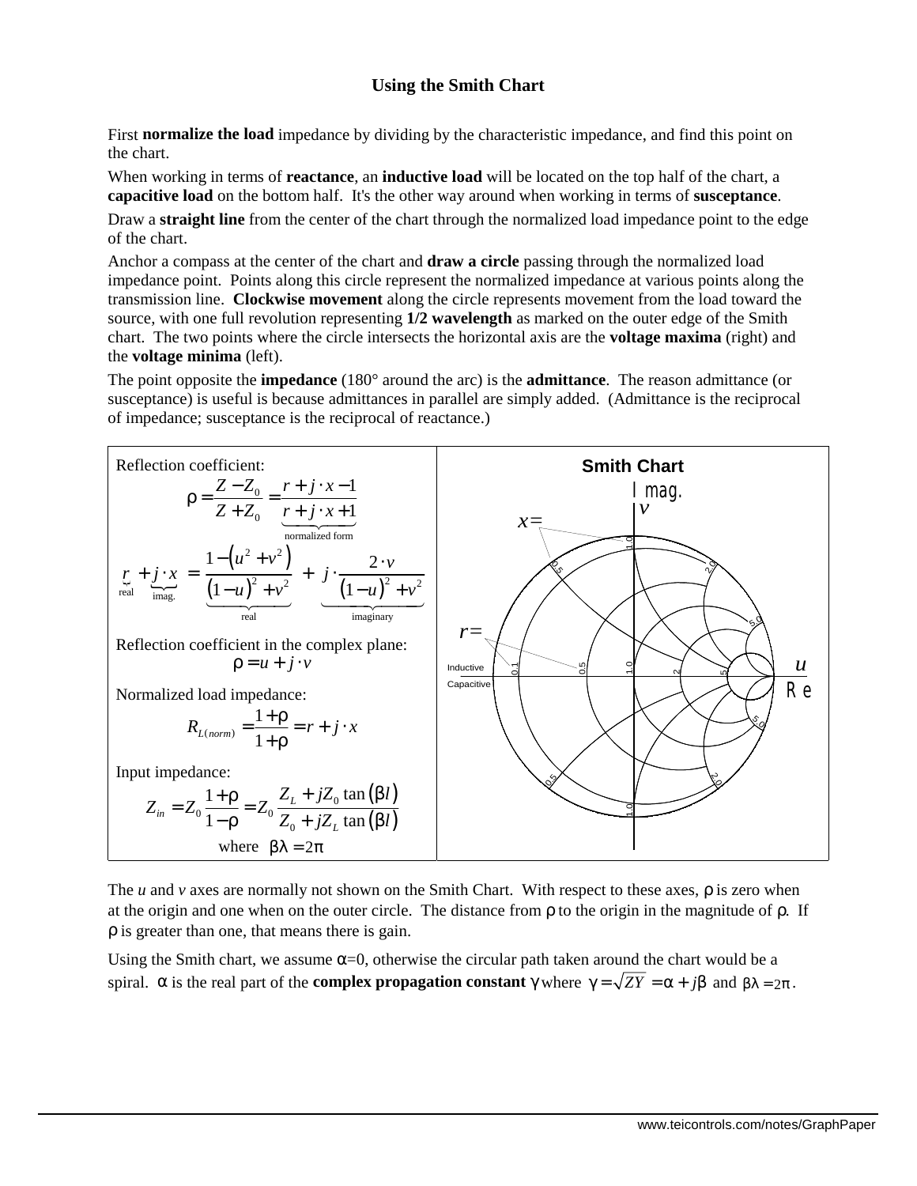# Using the Smith Chart

First **normalize the load** impedance by dividing by the characteristic impedance, and find this point on the chart.

When working in terms of **reactance**, an **inductive load** will be located on the top half of the chart, a **capacitive load** on the bottom half. It's the other way around when working in terms of **susceptance**.

Draw a **straight line** from the center of the chart through the normalized load impedance point to the edge of the chart.

Anchor a compass at the center of the chart and **draw a circle** passing through the normalized load impedance point. Points along this circle represent the normalized impedance at various points along the transmission line. **Clockwise movement** along the circle represents movement from the load toward the source, with one full revolution representing **1/2 wavelength** as marked on the outer edge of the Smith chart. The two points where the circle intersects the horizontal axis are the **voltage maxima** (right) and the **voltage minima** (left).

The point opposite the **impedance** (180° around the arc) is the **admittance**. The reason admittance (or susceptance) is useful is because admittances in parallel are simply added. (Admittance is the reciprocal of impedance; susceptance is the reciprocal of reactance.)

Reflection coefficient:

$$\rho = \frac{Z - Z_0}{Z + Z_0} = \underbrace{\frac{r + j \cdot x - 1}{r + j \cdot x + 1}}_{\text{normalized form}}$$

$$\underbrace{r}_{\text{real}} + \underbrace{j \cdot x}_{\text{imag.}} = \underbrace{\frac{1 - \left(u^2 + v^2\right)}{\left(1-u\right)^2 + v^2}}_{\text{real}} + \underbrace{j \cdot \frac{2 \cdot v}{\left(1-u\right)^2 + v^2}}_{\text{imaginary}}$$

Reflection coefficient in the complex plane:

$$\rho = u + j \cdot v$$

Normalized load impedance:

$$R_{L(norm)} = \frac{1+\rho}{1+\rho} = r + j \cdot x$$

Input impedance:

$$Z_{in} = Z_0 \frac{1+\rho}{1-\rho} = Z_0 \frac{Z_L + jZ_0 \tan\left(\beta l\right)}{Z_0 + jZ_L \tan\left(\beta l\right)}$$

where $\beta\lambda = 2\pi$

**Smith Chart**

Imag.
v
x=
r=
Inductive
Capacitive
u
Re
1.0
0.5
2.0
5.0
0.1
0.5
1.0
2
5
5.0
2.0
0.5
1.0

The $u$ and $v$ axes are normally not shown on the Smith Chart. With respect to these axes, $\rho$ is zero when at the origin and one when on the outer circle. The distance from $\rho$ to the origin in the magnitude of $\rho$. If $\rho$ is greater than one, that means there is gain.

Using the Smith chart, we assume $\alpha$=0, otherwise the circular path taken around the chart would be a spiral. $\alpha$ is the real part of the **complex propagation constant** $\gamma$ where $\gamma = \sqrt{ZY} = \alpha + j\beta$ and $\beta\lambda = 2\pi$.